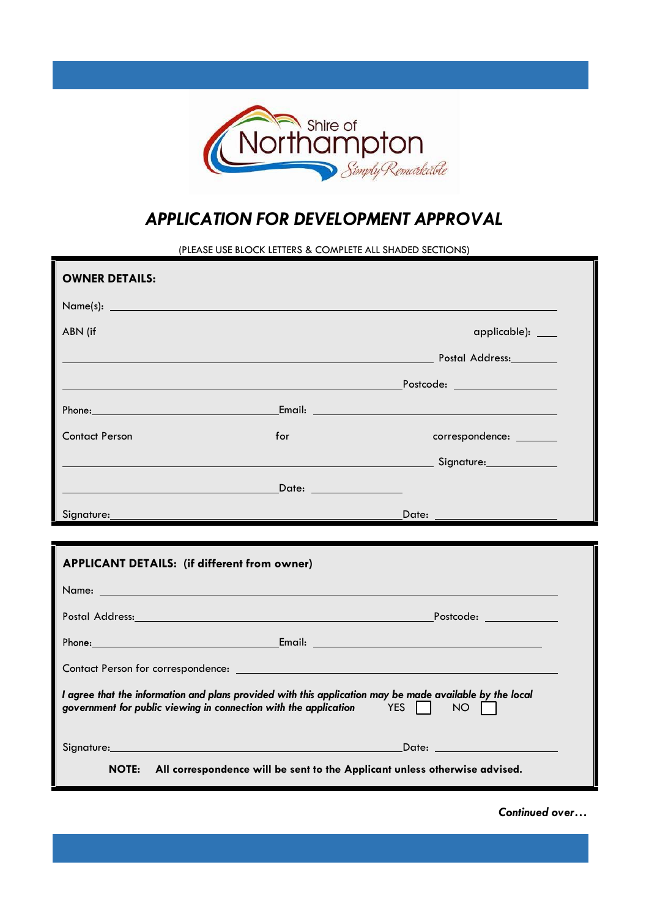# APPLICATION FOR DEVELOPMENT APPROVAL

(PLEASE USE BLOCK LETTERS & COMPLETE ALL SHADED SECTIONS)

**OWNER DETAILS:**

Name(s): ______________________________

ABN (if applicable): ____

______________________________ Postal Address: ________

______________________________ Postcode: ________________

Phone: ______________________ Email: ______________________

Contact Person for correspondence: ________

______________________________ Signature: ____________

______________________ Date: ______________

Signature: ______________________________ Date: ____________________

**APPLICANT DETAILS: (if different from owner)**

Name: ______________________________

Postal Address: ______________________________ Postcode: ____________

Phone: ______________________ Email: ______________________

Contact Person for correspondence: ______________________________

***I agree that the information and plans provided with this application may be made available by the local government for public viewing in connection with the application*** YES ☐ NO ☐

Signature: ______________________________ Date: ____________________

**NOTE: All correspondence will be sent to the Applicant unless otherwise advised.**

***Continued over…***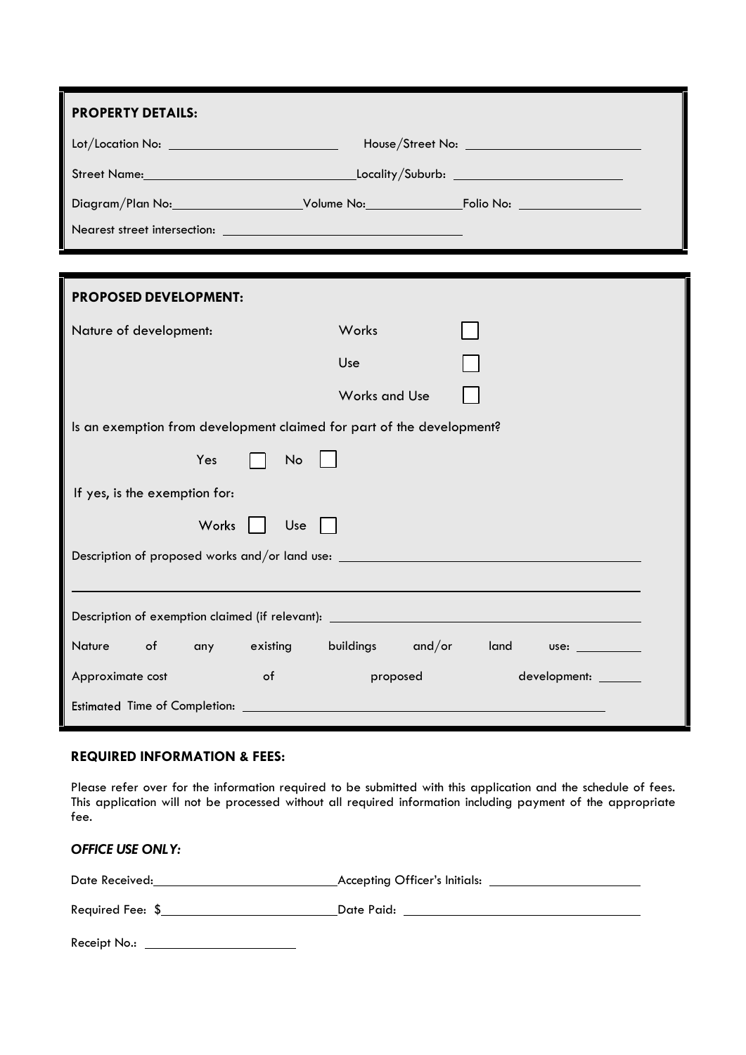**PROPERTY DETAILS:**

Lot/Location No: ______________________ House/Street No: ______________________

Street Name: ______________________ Locality/Suburb: ______________________

Diagram/Plan No: ______________ Volume No: ______________ Folio No: ______________

Nearest street intersection: ______________________

**PROPOSED DEVELOPMENT:**

Nature of development:

- Works ☐
- Use ☐
- Works and Use ☐

Is an exemption from development claimed for part of the development?

Yes ☐ No ☐

If yes, is the exemption for:

Works ☐ Use ☐

Description of proposed works and/or land use: ______________________

______________________

Description of exemption claimed (if relevant): ______________________

Nature of any existing buildings and/or land use: __________

Approximate cost of proposed development: ______

Estimated Time of Completion: ______________________

**REQUIRED INFORMATION & FEES:**

Please refer over for the information required to be submitted with this application and the schedule of fees. This application will not be processed without all required information including payment of the appropriate fee.

***OFFICE USE ONLY:***

Date Received: ______________________ Accepting Officer's Initials: ______________________

Required Fee: $______________________ Date Paid: ______________________

Receipt No.: ______________________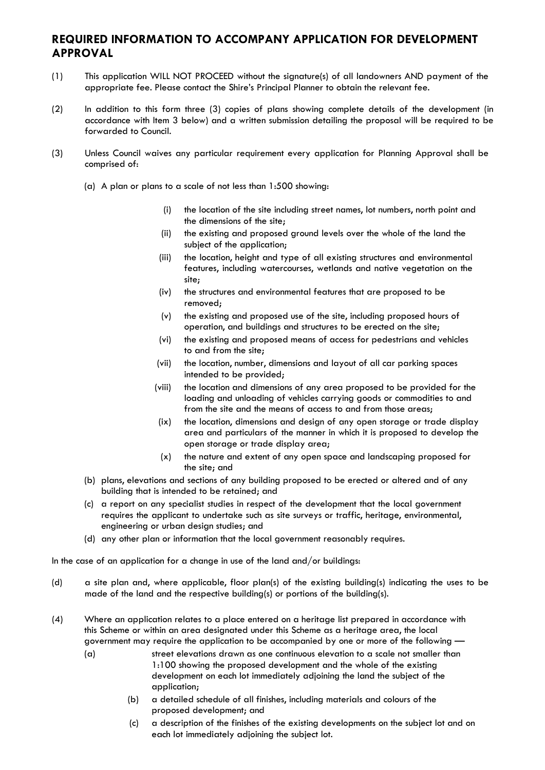# REQUIRED INFORMATION TO ACCOMPANY APPLICATION FOR DEVELOPMENT APPROVAL

(1) This application WILL NOT PROCEED without the signature(s) of all landowners AND payment of the appropriate fee. Please contact the Shire's Principal Planner to obtain the relevant fee.

(2) In addition to this form three (3) copies of plans showing complete details of the development (in accordance with Item 3 below) and a written submission detailing the proposal will be required to be forwarded to Council.

(3) Unless Council waives any particular requirement every application for Planning Approval shall be comprised of:

(a) A plan or plans to a scale of not less than 1:500 showing:

- (i) the location of the site including street names, lot numbers, north point and the dimensions of the site;
- (ii) the existing and proposed ground levels over the whole of the land the subject of the application;
- (iii) the location, height and type of all existing structures and environmental features, including watercourses, wetlands and native vegetation on the site;
- (iv) the structures and environmental features that are proposed to be removed;
- (v) the existing and proposed use of the site, including proposed hours of operation, and buildings and structures to be erected on the site;
- (vi) the existing and proposed means of access for pedestrians and vehicles to and from the site;
- (vii) the location, number, dimensions and layout of all car parking spaces intended to be provided;
- (viii) the location and dimensions of any area proposed to be provided for the loading and unloading of vehicles carrying goods or commodities to and from the site and the means of access to and from those areas;
- (ix) the location, dimensions and design of any open storage or trade display area and particulars of the manner in which it is proposed to develop the open storage or trade display area;
- (x) the nature and extent of any open space and landscaping proposed for the site; and

(b) plans, elevations and sections of any building proposed to be erected or altered and of any building that is intended to be retained; and

(c) a report on any specialist studies in respect of the development that the local government requires the applicant to undertake such as site surveys or traffic, heritage, environmental, engineering or urban design studies; and

(d) any other plan or information that the local government reasonably requires.

In the case of an application for a change in use of the land and/or buildings:

(d) a site plan and, where applicable, floor plan(s) of the existing building(s) indicating the uses to be made of the land and the respective building(s) or portions of the building(s).

(4) Where an application relates to a place entered on a heritage list prepared in accordance with this Scheme or within an area designated under this Scheme as a heritage area, the local government may require the application to be accompanied by one or more of the following —

(a) street elevations drawn as one continuous elevation to a scale not smaller than 1:100 showing the proposed development and the whole of the existing development on each lot immediately adjoining the land the subject of the application;

(b) a detailed schedule of all finishes, including materials and colours of the proposed development; and

(c) a description of the finishes of the existing developments on the subject lot and on each lot immediately adjoining the subject lot.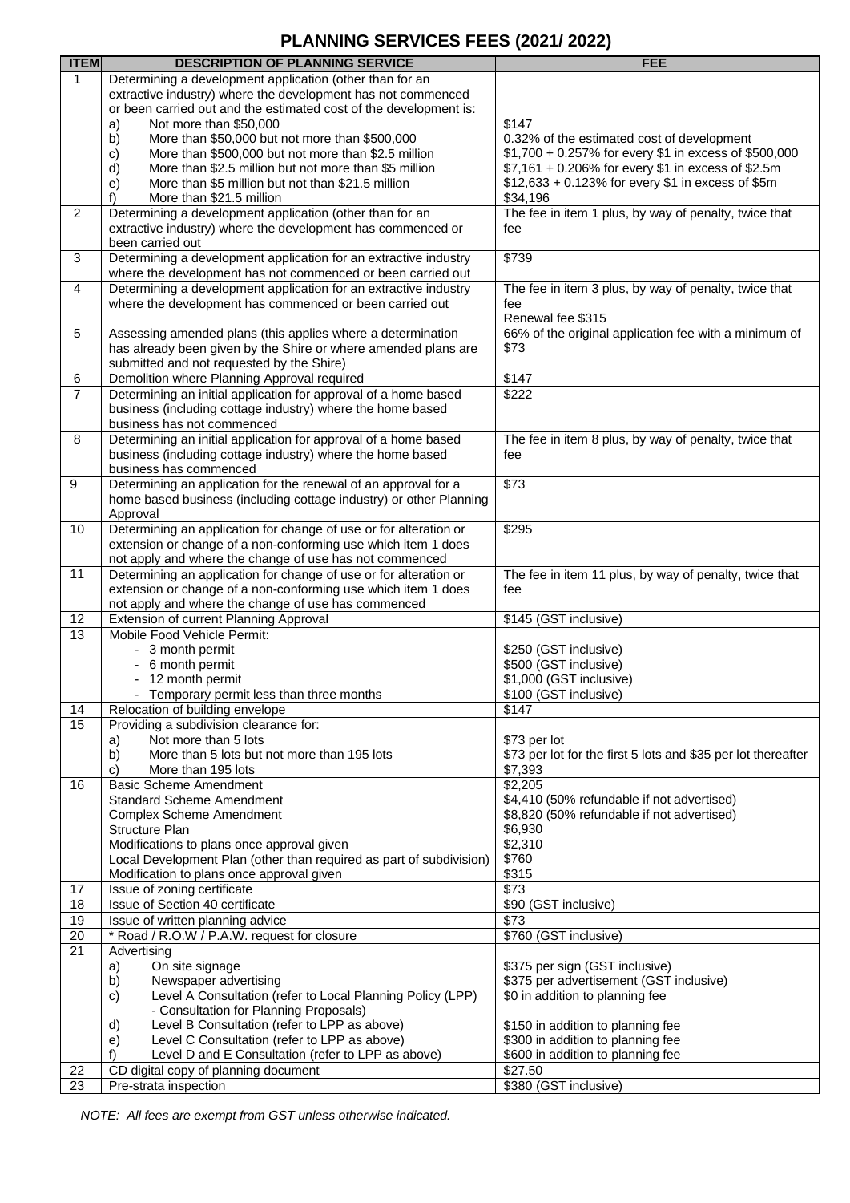# PLANNING SERVICES FEES (2021/ 2022)

| ITEM | DESCRIPTION OF PLANNING SERVICE | FEE |
|---|---|---|
| 1 | Determining a development application (other than for an extractive industry) where the development has not commenced or been carried out and the estimated cost of the development is: | |
| | a) Not more than $50,000 | $147 |
| | b) More than $50,000 but not more than $500,000 | 0.32% of the estimated cost of development |
| | c) More than $500,000 but not more than $2.5 million | $1,700 + 0.257% for every $1 in excess of $500,000 |
| | d) More than $2.5 million but not more than $5 million | $7,161 + 0.206% for every $1 in excess of $2.5m |
| | e) More than $5 million but not more than $21.5 million | $12,633 + 0.123% for every $1 in excess of $5m |
| | f) More than $21.5 million | $34,196 |
| 2 | Determining a development application (other than for an extractive industry) where the development has commenced or been carried out | The fee in item 1 plus, by way of penalty, twice that fee |
| 3 | Determining a development application for an extractive industry where the development has not commenced or been carried out | $739 |
| 4 | Determining a development application for an extractive industry where the development has commenced or been carried out | The fee in item 3 plus, by way of penalty, twice that fee<br>Renewal fee $315 |
| 5 | Assessing amended plans (this applies where a determination has already been given by the Shire or where amended plans are submitted and not requested by the Shire) | 66% of the original application fee with a minimum of $73 |
| 6 | Demolition where Planning Approval required | $147 |
| 7 | Determining an initial application for approval of a home based business (including cottage industry) where the home based business has not commenced | $222 |
| 8 | Determining an initial application for approval of a home based business (including cottage industry) where the home based business has commenced | The fee in item 8 plus, by way of penalty, twice that fee |
| 9 | Determining an application for the renewal of an approval for a home based business (including cottage industry) or other Planning Approval | $73 |
| 10 | Determining an application for change of use or for alteration or extension or change of a non-conforming use which item 1 does not apply and where the change of use has not commenced | $295 |
| 11 | Determining an application for change of use or for alteration or extension or change of a non-conforming use which item 1 does not apply and where the change of use has commenced | The fee in item 11 plus, by way of penalty, twice that fee |
| 12 | Extension of current Planning Approval | $145 (GST inclusive) |
| 13 | Mobile Food Vehicle Permit: | |
| | - 3 month permit | $250 (GST inclusive) |
| | - 6 month permit | $500 (GST inclusive) |
| | - 12 month permit | $1,000 (GST inclusive) |
| | - Temporary permit less than three months | $100 (GST inclusive) |
| 14 | Relocation of building envelope | $147 |
| 15 | Providing a subdivision clearance for: | |
| | a) Not more than 5 lots | $73 per lot |
| | b) More than 5 lots but not more than 195 lots | $73 per lot for the first 5 lots and $35 per lot thereafter |
| | c) More than 195 lots | $7,393 |
| 16 | Basic Scheme Amendment | $2,205 |
| | Standard Scheme Amendment | $4,410 (50% refundable if not advertised) |
| | Complex Scheme Amendment | $8,820 (50% refundable if not advertised) |
| | Structure Plan | $6,930 |
| | Modifications to plans once approval given | $2,310 |
| | Local Development Plan (other than required as part of subdivision) | $760 |
| | Modification to plans once approval given | $315 |
| 17 | Issue of zoning certificate | $73 |
| 18 | Issue of Section 40 certificate | $90 (GST inclusive) |
| 19 | Issue of written planning advice | $73 |
| 20 | * Road / R.O.W / P.A.W. request for closure | $760 (GST inclusive) |
| 21 | Advertising | |
| | a) On site signage | $375 per sign (GST inclusive) |
| | b) Newspaper advertising | $375 per advertisement (GST inclusive) |
| | c) Level A Consultation (refer to Local Planning Policy (LPP) - Consultation for Planning Proposals) | $0 in addition to planning fee |
| | d) Level B Consultation (refer to LPP as above) | $150 in addition to planning fee |
| | e) Level C Consultation (refer to LPP as above) | $300 in addition to planning fee |
| | f) Level D and E Consultation (refer to LPP as above) | $600 in addition to planning fee |
| 22 | CD digital copy of planning document | $27.50 |
| 23 | Pre-strata inspection | $380 (GST inclusive) |

*NOTE: All fees are exempt from GST unless otherwise indicated.*